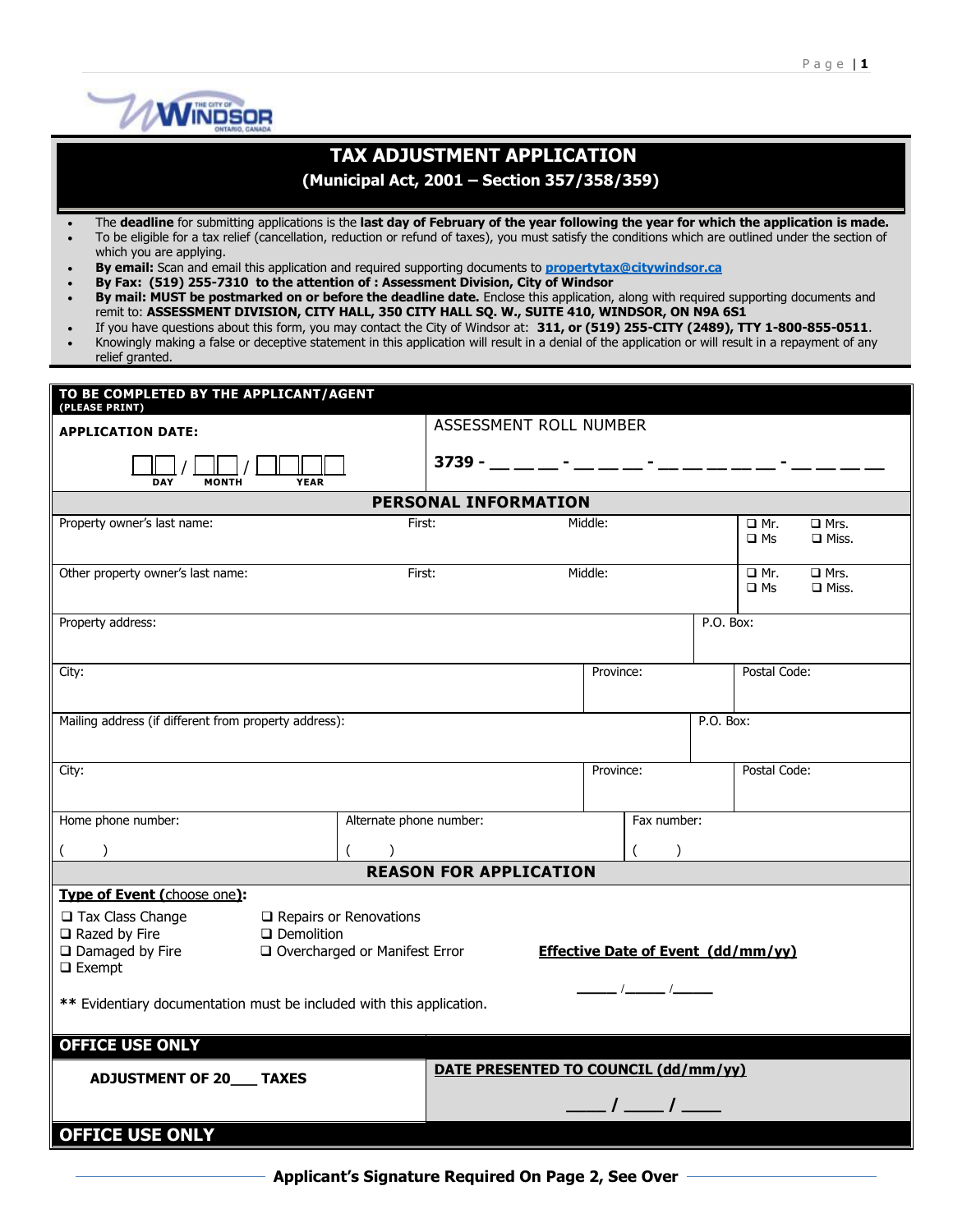# TAX ADJUSTMENT APPLICATION

## (Municipal Act, 2001 – Section 357/358/359)

- The **deadline** for submitting applications is the **last day of February of the year following the year for which the application is made.**
- To be eligible for a tax relief (cancellation, reduction or refund of taxes), you must satisfy the conditions which are outlined under the section of which you are applying.
- **By email:** Scan and email this application and required supporting documents to **propertytax@citywindsor.ca**
- **By Fax: (519) 255-7310 to the attention of : Assessment Division, City of Windsor**
- **By mail: MUST be postmarked on or before the deadline date.** Enclose this application, along with required supporting documents and remit to: **ASSESSMENT DIVISION, CITY HALL, 350 CITY HALL SQ. W., SUITE 410, WINDSOR, ON N9A 6S1**
- If you have questions about this form, you may contact the City of Windsor at: **311, or (519) 255-CITY (2489), TTY 1-800-855-0511**.
- Knowingly making a false or deceptive statement in this application will result in a denial of the application or will result in a repayment of any relief granted.

**TO BE COMPLETED BY THE APPLICANT/AGENT**
**(PLEASE PRINT)**

| APPLICATION DATE: | ASSESSMENT ROLL NUMBER |
|---|---|
| ☐☐ / ☐☐ / ☐☐☐☐ <br> DAY MONTH YEAR | **3739 -** __ __ __ - __ __ __ - __ __ __ __ __ - __ __ __ __ |

### PERSONAL INFORMATION

| Property owner's last name: | First: | Middle: | ❑ Mr. ❑ Mrs. ❑ Ms ❑ Miss. |
|---|---|---|---|
| Other property owner's last name: | First: | Middle: | ❑ Mr. ❑ Mrs. ❑ Ms ❑ Miss. |

| Property address: | P.O. Box: |
|---|---|

| City: | Province: | Postal Code: |
|---|---|---|

| Mailing address (if different from property address): | P.O. Box: |
|---|---|

| City: | Province: | Postal Code: |
|---|---|---|

| Home phone number: | Alternate phone number: | Fax number: |
|---|---|---|
| (    ) | (    ) | (    ) |

### REASON FOR APPLICATION

**Type of Event (choose one):**

- ❑ Tax Class Change
- ❑ Razed by Fire
- ❑ Damaged by Fire
- ❑ Exempt
- ❑ Repairs or Renovations
- ❑ Demolition
- ❑ Overcharged or Manifest Error

**Effective Date of Event (dd/mm/yy)**

_____ /_____ /_____

** Evidentiary documentation must be included with this application.

**OFFICE USE ONLY**

| ADJUSTMENT OF 20___ TAXES | DATE PRESENTED TO COUNCIL (dd/mm/yy) <br> ____ / ____ / ____ |
|---|---|

**OFFICE USE ONLY**

**Applicant's Signature Required On Page 2, See Over**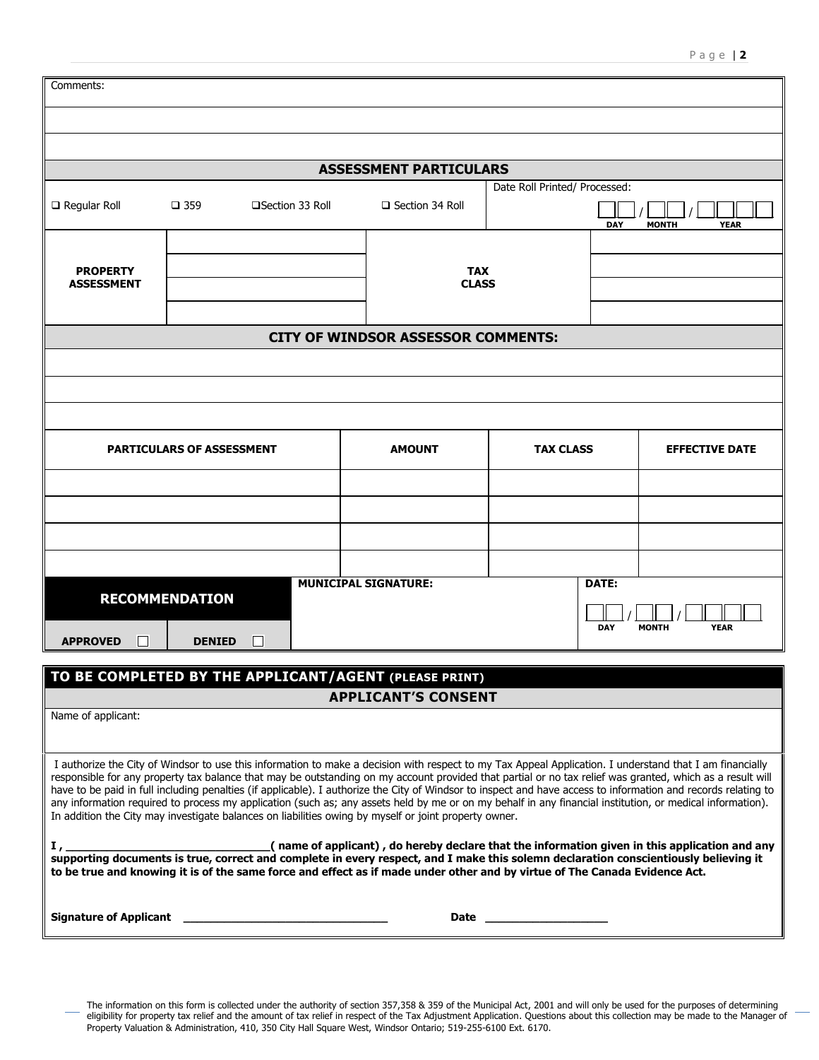Comments:

## ASSESSMENT PARTICULARS

- ❑ Regular Roll
- ❑ 359
- ❑ Section 33 Roll
- ❑ Section 34 Roll

Date Roll Printed/ Processed: __ __ / __ __ / __ __ __ __ (DAY / MONTH / YEAR)

| PROPERTY ASSESSMENT | | TAX CLASS | |
|---|---|---|---|
| | | | |
| | | | |
| | | | |
| | | | |

## CITY OF WINDSOR ASSESSOR COMMENTS:

| PARTICULARS OF ASSESSMENT | AMOUNT | TAX CLASS | EFFECTIVE DATE |
|---|---|---|---|
| | | | |
| | | | |
| | | | |
| | | | |

**RECOMMENDATION**

**APPROVED** ☐ **DENIED** ☐

**MUNICIPAL SIGNATURE:**

**DATE:** __ __ / __ __ / __ __ __ __ (DAY / MONTH / YEAR)

## TO BE COMPLETED BY THE APPLICANT/AGENT (PLEASE PRINT)

### APPLICANT'S CONSENT

Name of applicant:

I authorize the City of Windsor to use this information to make a decision with respect to my Tax Appeal Application. I understand that I am financially responsible for any property tax balance that may be outstanding on my account provided that partial or no tax relief was granted, which as a result will have to be paid in full including penalties (if applicable). I authorize the City of Windsor to inspect and have access to information and records relating to any information required to process my application (such as; any assets held by me or on my behalf in any financial institution, or medical information). In addition the City may investigate balances on liabilities owing by myself or joint property owner.

**I , ________________________________( name of applicant) , do hereby declare that the information given in this application and any supporting documents is true, correct and complete in every respect, and I make this solemn declaration conscientiously believing it to be true and knowing it is of the same force and effect as if made under other and by virtue of The Canada Evidence Act.**

**Signature of Applicant** ________________________________ **Date** ____________________

The information on this form is collected under the authority of section 357,358 & 359 of the Municipal Act, 2001 and will only be used for the purposes of determining eligibility for property tax relief and the amount of tax relief in respect of the Tax Adjustment Application. Questions about this collection may be made to the Manager of Property Valuation & Administration, 410, 350 City Hall Square West, Windsor Ontario; 519-255-6100 Ext. 6170.